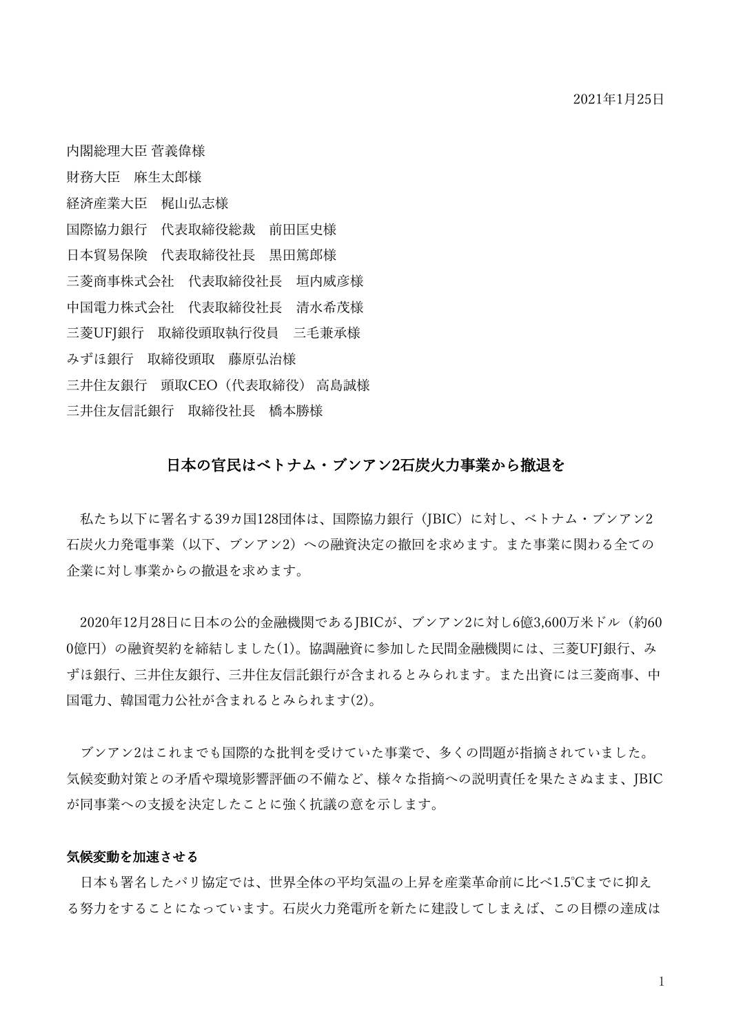2021年1月25日

内閣総理大臣 菅義偉様
財務大臣　麻生太郎様
経済産業大臣　梶山弘志様
国際協力銀行　代表取締役総裁　前田匡史様
日本貿易保険　代表取締役社長　黒田篤郎様
三菱商事株式会社　代表取締役社長　垣内威彦様
中国電力株式会社　代表取締役社長　清水希茂様
三菱UFJ銀行　取締役頭取執行役員　三毛兼承様
みずほ銀行　取締役頭取　藤原弘治様
三井住友銀行　頭取CEO（代表取締役）高島誠様
三井住友信託銀行　取締役社長　橋本勝様

## 日本の官民はベトナム・ブンアン2石炭火力事業から撤退を

私たち以下に署名する39カ国128団体は、国際協力銀行（JBIC）に対し、ベトナム・ブンアン2石炭火力発電事業（以下、ブンアン2）への融資決定の撤回を求めます。また事業に関わる全ての企業に対し事業からの撤退を求めます。

2020年12月28日に日本の公的金融機関であるJBICが、ブンアン2に対し6億3,600万米ドル（約600億円）の融資契約を締結しました(1)。協調融資に参加した民間金融機関には、三菱UFJ銀行、みずほ銀行、三井住友銀行、三井住友信託銀行が含まれるとみられます。また出資には三菱商事、中国電力、韓国電力公社が含まれるとみられます(2)。

ブンアン2はこれまでも国際的な批判を受けていた事業で、多くの問題が指摘されていました。気候変動対策との矛盾や環境影響評価の不備など、様々な指摘への説明責任を果たさぬまま、JBICが同事業への支援を決定したことに強く抗議の意を示します。

**気候変動を加速させる**

日本も署名したパリ協定では、世界全体の平均気温の上昇を産業革命前に比べ1.5℃までに抑える努力をすることになっています。石炭火力発電所を新たに建設してしまえば、この目標の達成は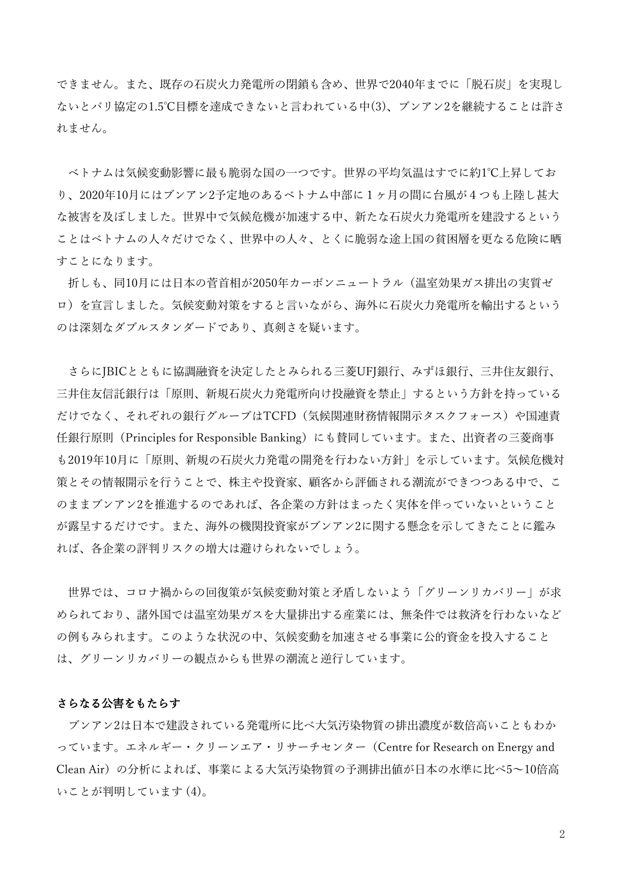できません。また、既存の石炭火力発電所の閉鎖も含め、世界で2040年までに「脱石炭」を実現しないとパリ協定の1.5℃目標を達成できないと言われている中(3)、ブンアン2を継続することは許されません。

ベトナムは気候変動影響に最も脆弱な国の一つです。世界の平均気温はすでに約1℃上昇しており、2020年10月にはブンアン2予定地のあるベトナム中部に１ヶ月の間に台風が４つも上陸し甚大な被害を及ぼしました。世界中で気候危機が加速する中、新たな石炭火力発電所を建設するということはベトナムの人々だけでなく、世界中の人々、とくに脆弱な途上国の貧困層を更なる危険に晒すことになります。

折しも、同10月には日本の菅首相が2050年カーボンニュートラル（温室効果ガス排出の実質ゼロ）を宣言しました。気候変動対策をすると言いながら、海外に石炭火力発電所を輸出するというのは深刻なダブルスタンダードであり、真剣さを疑います。

さらにJBICとともに協調融資を決定したとみられる三菱UFJ銀行、みずほ銀行、三井住友銀行、三井住友信託銀行は「原則、新規石炭火力発電所向け投融資を禁止」するという方針を持っているだけでなく、それぞれの銀行グループはTCFD（気候関連財務情報開示タスクフォース）や国連責任銀行原則（Principles for Responsible Banking）にも賛同しています。また、出資者の三菱商事も2019年10月に「原則、新規の石炭火力発電の開発を行わない方針」を示しています。気候危機対策とその情報開示を行うことで、株主や投資家、顧客から評価される潮流ができつつある中で、このままブンアン2を推進するのであれば、各企業の方針はまったく実体を伴っていないということが露呈するだけです。また、海外の機関投資家がブンアン2に関する懸念を示してきたことに鑑みれば、各企業の評判リスクの増大は避けられないでしょう。

世界では、コロナ禍からの回復策が気候変動対策と矛盾しないよう「グリーンリカバリー」が求められており、諸外国では温室効果ガスを大量排出する産業には、無条件では救済を行わないなどの例もみられます。このような状況の中、気候変動を加速させる事業に公的資金を投入することは、グリーンリカバリーの観点からも世界の潮流と逆行しています。

**さらなる公害をもたらす**

ブンアン2は日本で建設されている発電所に比べ大気汚染物質の排出濃度が数倍高いこともわかっています。エネルギー・クリーンエア・リサーチセンター（Centre for Research on Energy and Clean Air）の分析によれば、事業による大気汚染物質の予測排出値が日本の水準に比べ5〜10倍高いことが判明しています (4)。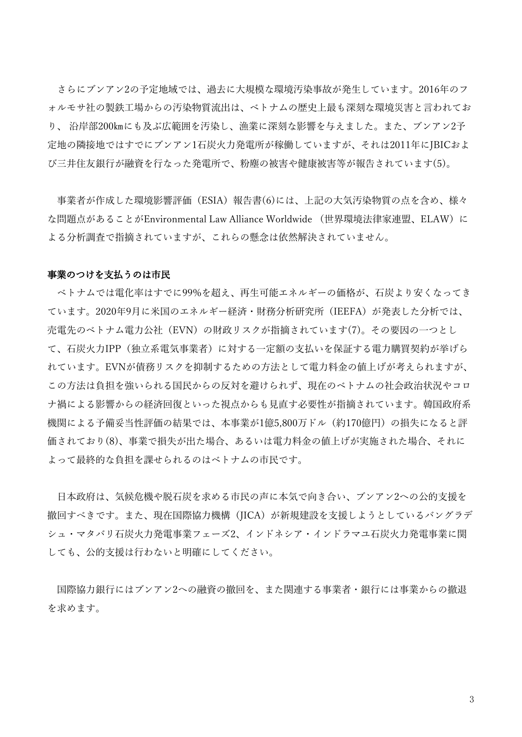さらにブンアン2の予定地域では、過去に大規模な環境汚染事故が発生しています。2016年のフォルモサ社の製鉄工場からの汚染物質流出は、ベトナムの歴史上最も深刻な環境災害と言われており、 沿岸部200㎞にも及ぶ広範囲を汚染し、漁業に深刻な影響を与えました。また、ブンアン2予定地の隣接地ではすでにブンアン1石炭火力発電所が稼働していますが、それは2011年にJBICおよび三井住友銀行が融資を行なった発電所で、粉塵の被害や健康被害等が報告されています(5)。

事業者が作成した環境影響評価（ESIA）報告書(6)には、上記の大気汚染物質の点を含め、様々な問題点があることがEnvironmental Law Alliance Worldwide （世界環境法律家連盟、ELAW）による分析調査で指摘されていますが、これらの懸念は依然解決されていません。

**事業のつけを支払うのは市民**

ベトナムでは電化率はすでに99%を超え、再生可能エネルギーの価格が、石炭より安くなってきています。2020年9月に米国のエネルギー経済・財務分析研究所（IEEFA）が発表した分析では、売電先のベトナム電力公社（EVN）の財政リスクが指摘されています(7)。その要因の一つとして、石炭火力IPP（独立系電気事業者）に対する一定額の支払いを保証する電力購買契約が挙げられています。EVNが債務リスクを抑制するための方法として電力料金の値上げが考えられますが、この方法は負担を強いられる国民からの反対を避けられず、現在のベトナムの社会政治状況やコロナ禍による影響からの経済回復といった視点からも見直す必要性が指摘されています。韓国政府系機関による予備妥当性評価の結果では、本事業が1億5,800万ドル（約170億円）の損失になると評価されており(8)、事業で損失が出た場合、あるいは電力料金の値上げが実施された場合、それによって最終的な負担を課せられるのはベトナムの市民です。

日本政府は、気候危機や脱石炭を求める市民の声に本気で向き合い、ブンアン2への公的支援を撤回すべきです。また、現在国際協力機構（JICA）が新規建設を支援しようとしているバングラデシュ・マタバリ石炭火力発電事業フェーズ2、インドネシア・インドラマユ石炭火力発電事業に関しても、公的支援は行わないと明確にしてください。

国際協力銀行にはブンアン2への融資の撤回を、また関連する事業者・銀行には事業からの撤退を求めます。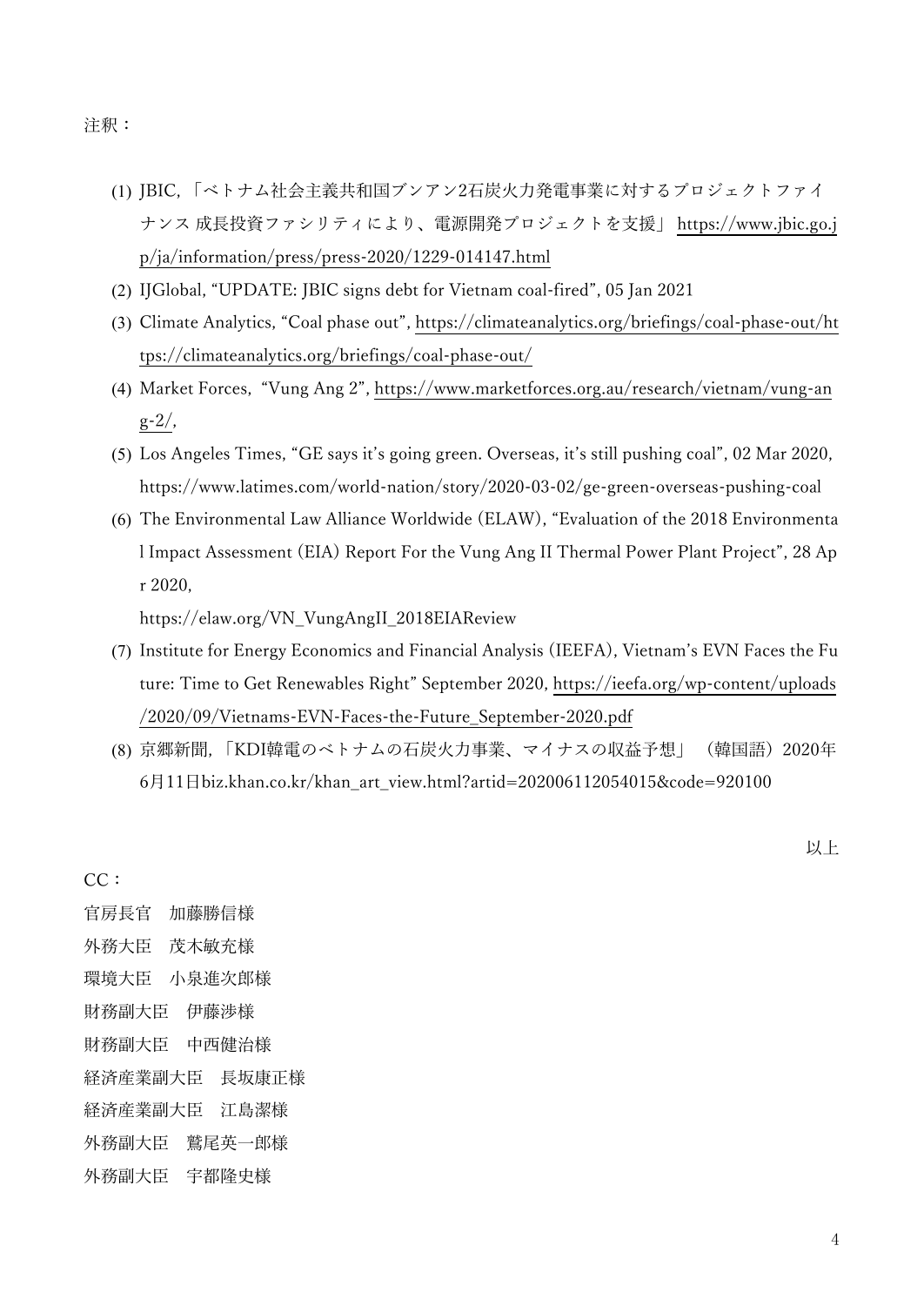注釈：

1. JBIC,「ベトナム社会主義共和国ブンアン2石炭火力発電事業に対するプロジェクトファイナンス 成長投資ファシリティにより、電源開発プロジェクトを支援」 https://www.jbic.go.jp/ja/information/press/press-2020/1229-014147.html
2. IJGlobal, "UPDATE: JBIC signs debt for Vietnam coal-fired", 05 Jan 2021
3. Climate Analytics, "Coal phase out", https://climateanalytics.org/briefings/coal-phase-out/https://climateanalytics.org/briefings/coal-phase-out/
4. Market Forces, "Vung Ang 2", https://www.marketforces.org.au/research/vietnam/vung-ang-2/,
5. Los Angeles Times, "GE says it's going green. Overseas, it's still pushing coal", 02 Mar 2020, https://www.latimes.com/world-nation/story/2020-03-02/ge-green-overseas-pushing-coal
6. The Environmental Law Alliance Worldwide (ELAW), "Evaluation of the 2018 Environmental Impact Assessment (EIA) Report For the Vung Ang II Thermal Power Plant Project", 28 Apr 2020,
   https://elaw.org/VN_VungAngII_2018EIAReview
7. Institute for Energy Economics and Financial Analysis (IEEFA), Vietnam's EVN Faces the Future: Time to Get Renewables Right" September 2020, https://ieefa.org/wp-content/uploads/2020/09/Vietnams-EVN-Faces-the-Future_September-2020.pdf
8. 京郷新聞,「KDI韓電のベトナムの石炭火力事業、マイナスの収益予想」（韓国語）2020年6月11日biz.khan.co.kr/khan_art_view.html?artid=202006112054015&code=920100

以上

CC：

官房長官　加藤勝信様

外務大臣　茂木敏充様

環境大臣　小泉進次郎様

財務副大臣　伊藤渉様

財務副大臣　中西健治様

経済産業副大臣　長坂康正様

経済産業副大臣　江島潔様

外務副大臣　鷲尾英一郎様

外務副大臣　宇都隆史様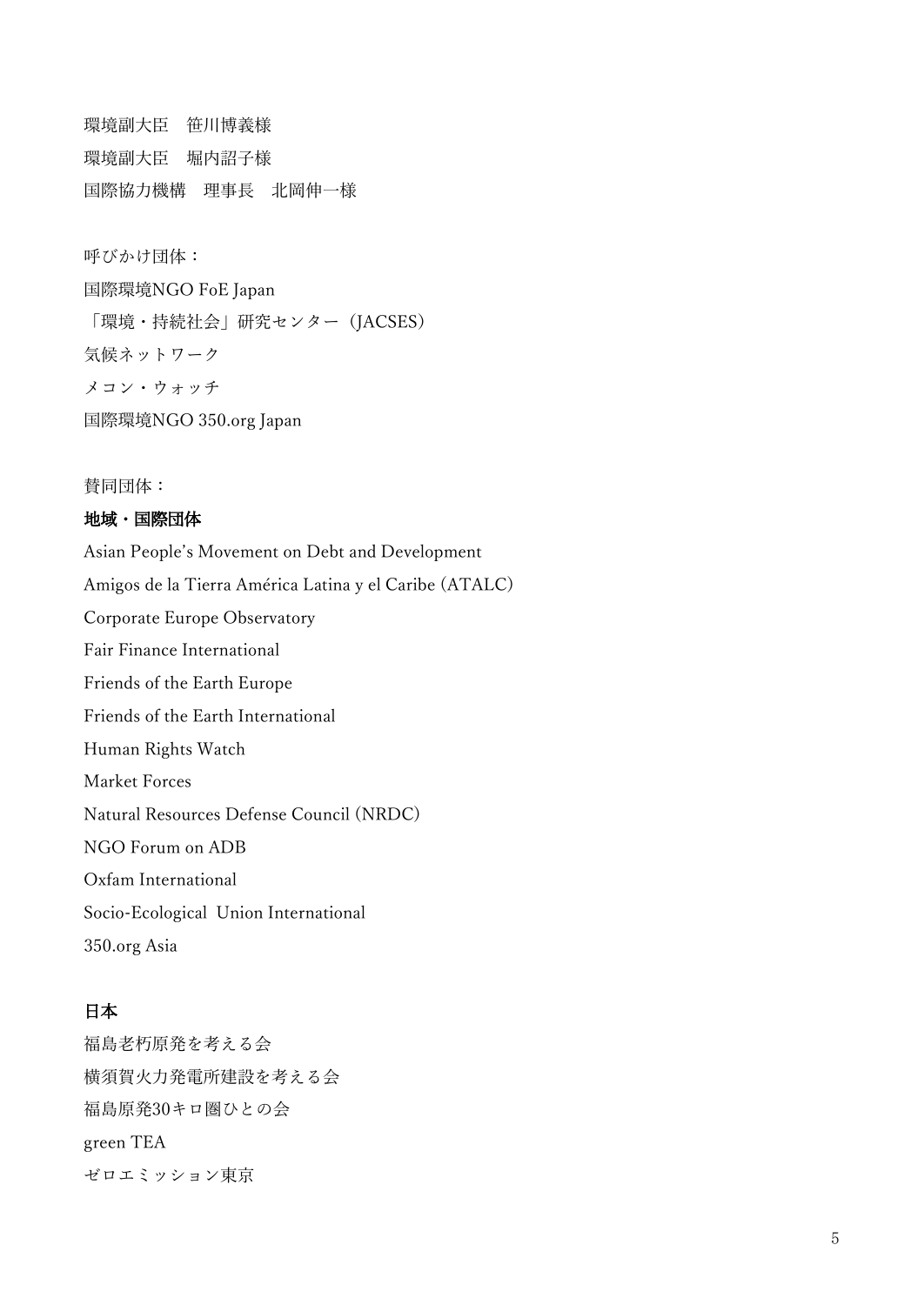環境副大臣　笹川博義様

環境副大臣　堀内詔子様

国際協力機構　理事長　北岡伸一様

呼びかけ団体：

国際環境NGO FoE Japan

「環境・持続社会」研究センター（JACSES）

気候ネットワーク

メコン・ウォッチ

国際環境NGO 350.org Japan

賛同団体：

**地域・国際団体**

Asian People's Movement on Debt and Development

Amigos de la Tierra América Latina y el Caribe (ATALC)

Corporate Europe Observatory

Fair Finance International

Friends of the Earth Europe

Friends of the Earth International

Human Rights Watch

Market Forces

Natural Resources Defense Council (NRDC)

NGO Forum on ADB

Oxfam International

Socio-Ecological Union International

350.org Asia

**日本**

福島老朽原発を考える会

横須賀火力発電所建設を考える会

福島原発30キロ圏ひとの会

green TEA

ゼロエミッション東京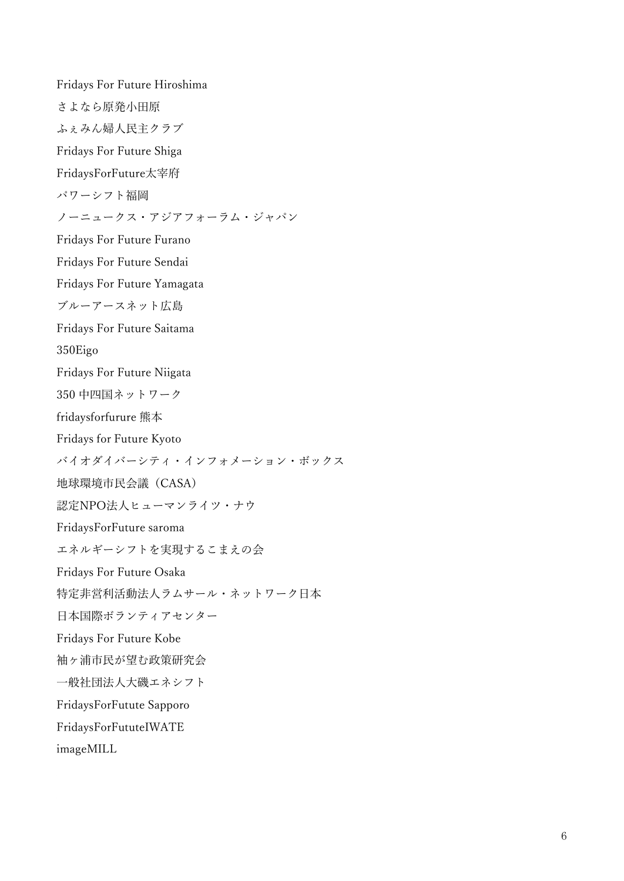Fridays For Future Hiroshima

さよなら原発小田原

ふぇみん婦人民主クラブ

Fridays For Future Shiga

FridaysForFuture太宰府

パワーシフト福岡

ノーニュークス・アジアフォーラム・ジャパン

Fridays For Future Furano

Fridays For Future Sendai

Fridays For Future Yamagata

ブルーアースネット広島

Fridays For Future Saitama

350Eigo

Fridays For Future Niigata

350 中四国ネットワーク

fridaysforfurure 熊本

Fridays for Future Kyoto

バイオダイバーシティ・インフォメーション・ボックス

地球環境市民会議（CASA）

認定NPO法人ヒューマンライツ・ナウ

FridaysForFuture saroma

エネルギーシフトを実現するこまえの会

Fridays For Future Osaka

特定非営利活動法人ラムサール・ネットワーク日本

日本国際ボランティアセンター

Fridays For Future Kobe

袖ヶ浦市民が望む政策研究会

一般社団法人大磯エネシフト

FridaysForFutute Sapporo

FridaysForFututeIWATE

imageMILL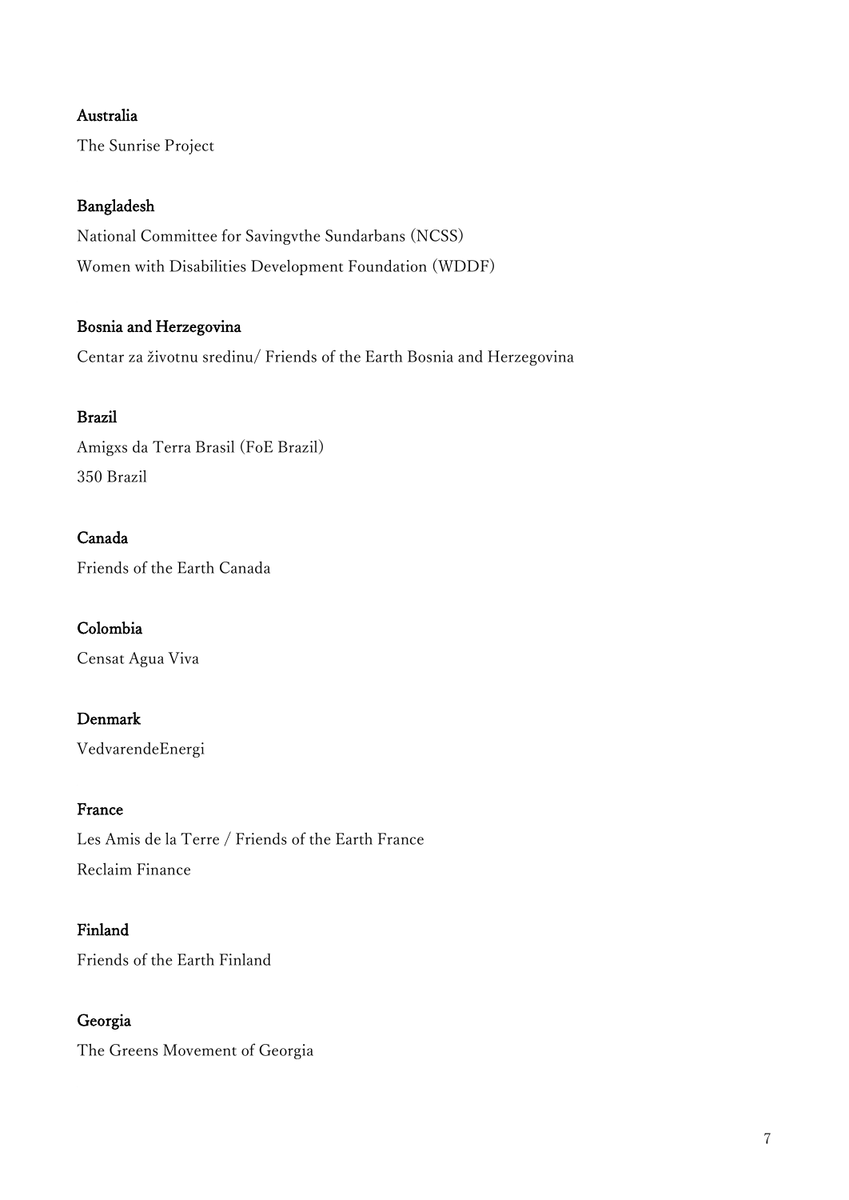**Australia**

The Sunrise Project

**Bangladesh**

National Committee for Savingvthe Sundarbans (NCSS)

Women with Disabilities Development Foundation (WDDF)

**Bosnia and Herzegovina**

Centar za životnu sredinu/ Friends of the Earth Bosnia and Herzegovina

**Brazil**

Amigxs da Terra Brasil (FoE Brazil)

350 Brazil

**Canada**

Friends of the Earth Canada

**Colombia**

Censat Agua Viva

**Denmark**

VedvarendeEnergi

**France**

Les Amis de la Terre / Friends of the Earth France

Reclaim Finance

**Finland**

Friends of the Earth Finland

**Georgia**

The Greens Movement of Georgia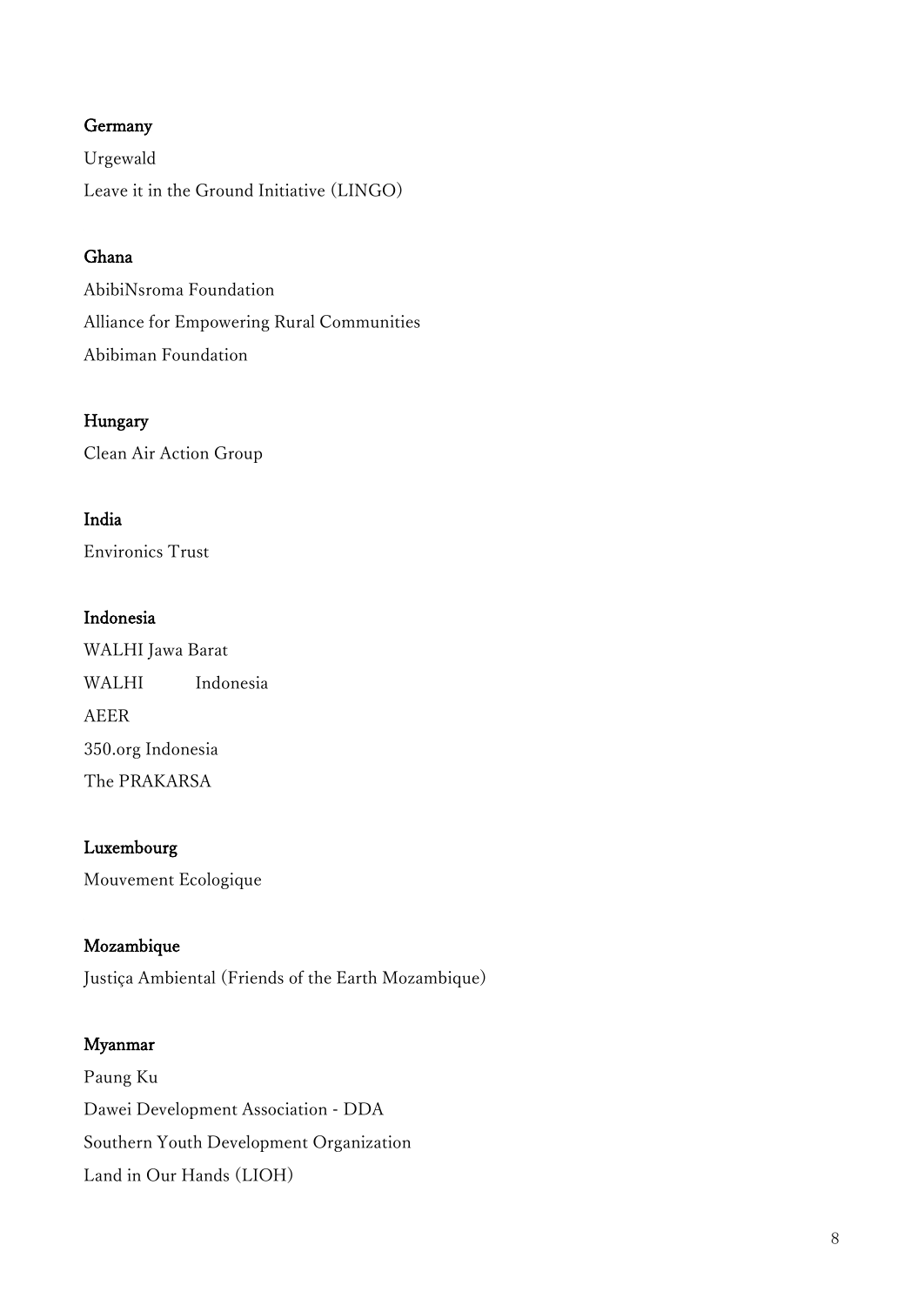**Germany**

Urgewald

Leave it in the Ground Initiative (LINGO)

**Ghana**

AbibiNsroma Foundation

Alliance for Empowering Rural Communities

Abibiman Foundation

**Hungary**

Clean Air Action Group

**India**

Environics Trust

**Indonesia**

WALHI Jawa Barat

WALHI Indonesia

AEER

350.org Indonesia

The PRAKARSA

**Luxembourg**

Mouvement Ecologique

**Mozambique**

Justiça Ambiental (Friends of the Earth Mozambique)

**Myanmar**

Paung Ku

Dawei Development Association - DDA

Southern Youth Development Organization

Land in Our Hands (LIOH)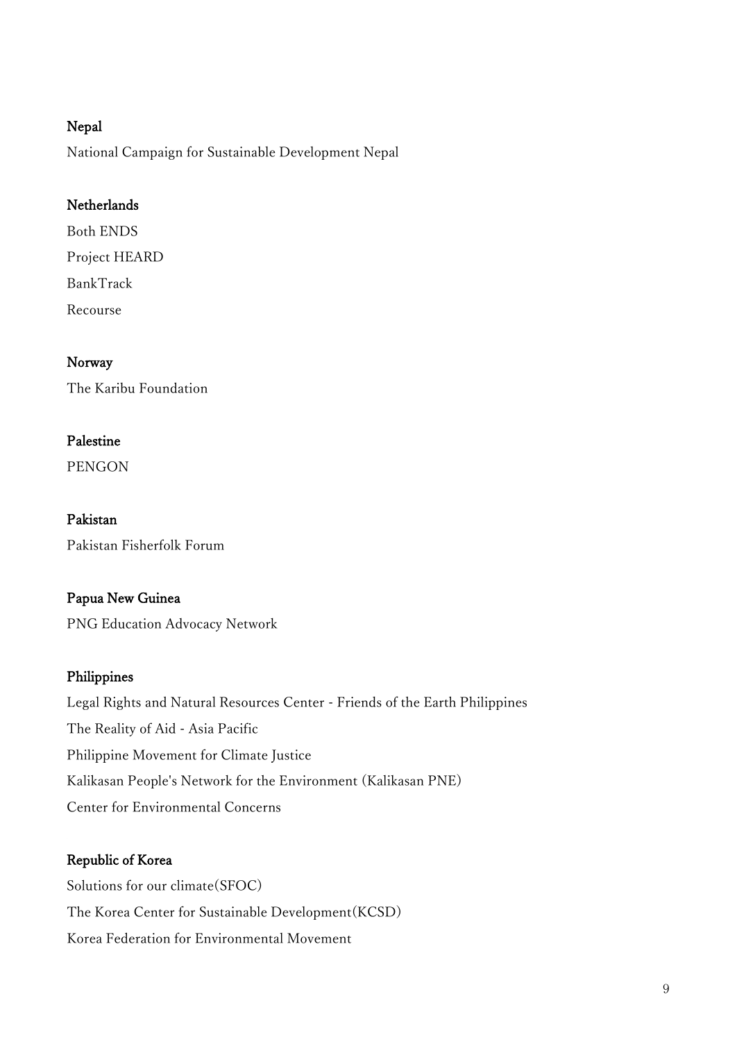**Nepal**

National Campaign for Sustainable Development Nepal

**Netherlands**

Both ENDS

Project HEARD

BankTrack

Recourse

**Norway**

The Karibu Foundation

**Palestine**

PENGON

**Pakistan**

Pakistan Fisherfolk Forum

**Papua New Guinea**

PNG Education Advocacy Network

**Philippines**

Legal Rights and Natural Resources Center - Friends of the Earth Philippines

The Reality of Aid - Asia Pacific

Philippine Movement for Climate Justice

Kalikasan People's Network for the Environment (Kalikasan PNE)

Center for Environmental Concerns

**Republic of Korea**

Solutions for our climate(SFOC)

The Korea Center for Sustainable Development(KCSD)

Korea Federation for Environmental Movement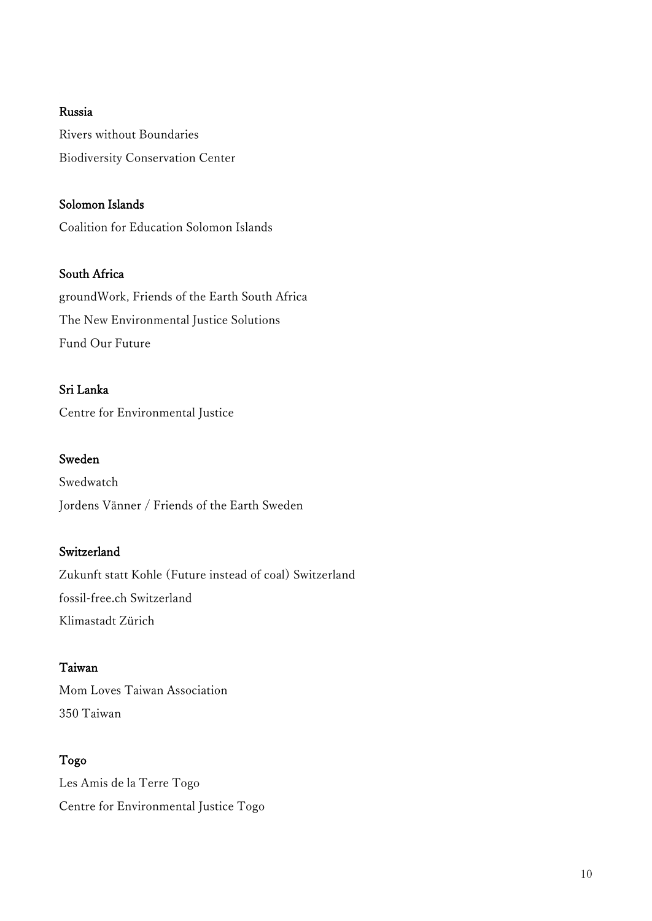**Russia**

Rivers without Boundaries

Biodiversity Conservation Center

**Solomon Islands**

Coalition for Education Solomon Islands

**South Africa**

groundWork, Friends of the Earth South Africa

The New Environmental Justice Solutions

Fund Our Future

**Sri Lanka**

Centre for Environmental Justice

**Sweden**

Swedwatch

Jordens Vänner / Friends of the Earth Sweden

**Switzerland**

Zukunft statt Kohle (Future instead of coal) Switzerland

fossil-free.ch Switzerland

Klimastadt Zürich

**Taiwan**

Mom Loves Taiwan Association

350 Taiwan

**Togo**

Les Amis de la Terre Togo

Centre for Environmental Justice Togo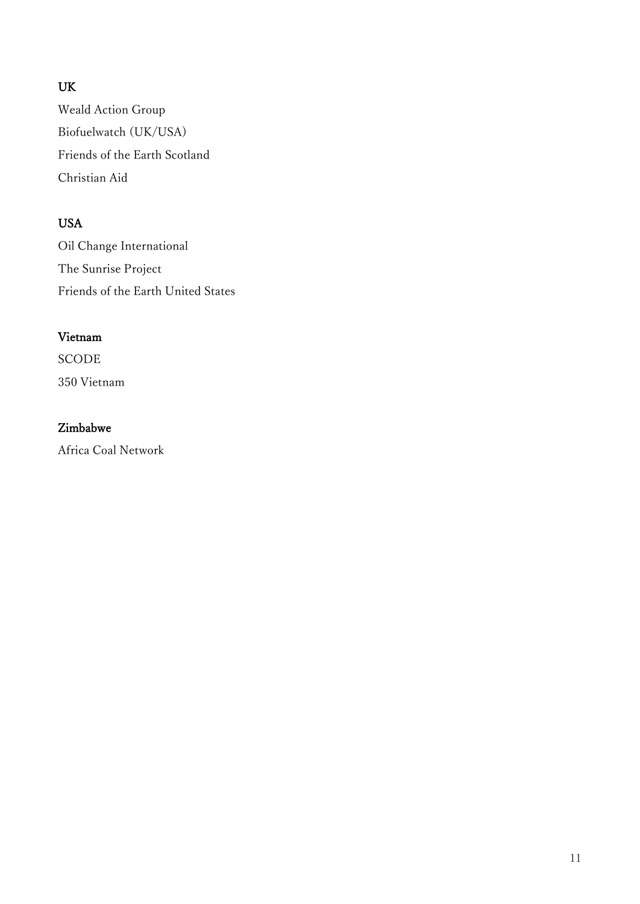**UK**

Weald Action Group

Biofuelwatch (UK/USA)

Friends of the Earth Scotland

Christian Aid

**USA**

Oil Change International

The Sunrise Project

Friends of the Earth United States

**Vietnam**

SCODE

350 Vietnam

**Zimbabwe**

Africa Coal Network